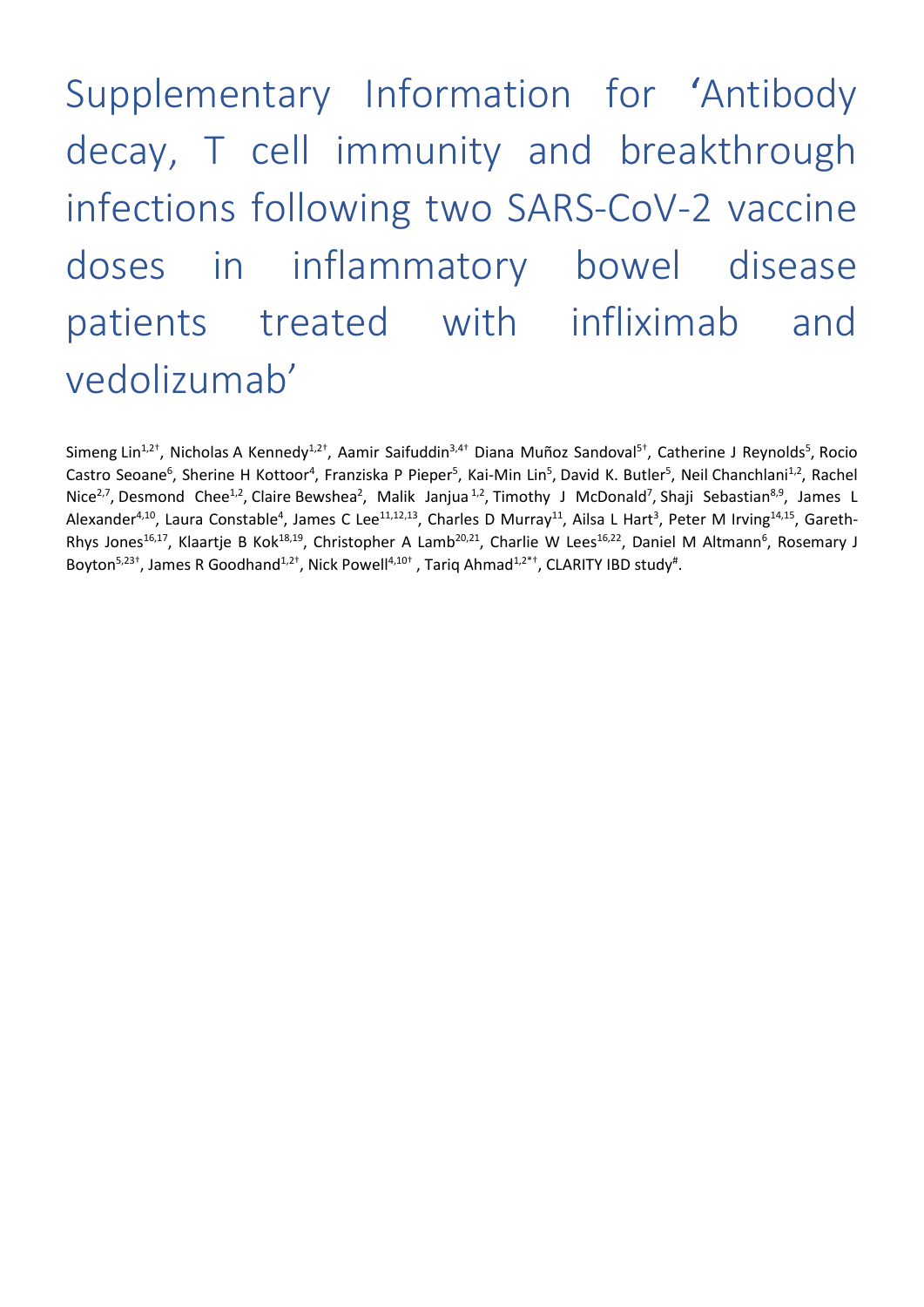# Supplementary Information for 'Antibody decay, T cell immunity and breakthrough infections following two SARS-CoV-2 vaccine doses in inflammatory bowel disease patients treated with infliximab and vedolizumab'

Simeng Lin[1,2†], Nicholas A Kennedy[1,2†], Aamir Saifuddin[3,4†] Diana Muñoz Sandoval[5†], Catherine J Reynolds[5], Rocio Castro Seoane[6], Sherine H Kottoor[4], Franziska P Pieper[5], Kai-Min Lin[5], David K. Butler[5], Neil Chanchlani[1,2], Rachel Nice[2,7], Desmond Chee[1,2], Claire Bewshea[2], Malik Janjua[1,2], Timothy J McDonald[7], Shaji Sebastian[8,9], James L Alexander[4,10], Laura Constable[4], James C Lee[11,12,13], Charles D Murray[11], Ailsa L Hart[3], Peter M Irving[14,15], Gareth-Rhys Jones[16,17], Klaartje B Kok[18,19], Christopher A Lamb[20,21], Charlie W Lees[16,22], Daniel M Altmann[6], Rosemary J Boyton[5,23†], James R Goodhand[1,2†], Nick Powell[4,10†], Tariq Ahmad[1,2*†], CLARITY IBD study[#].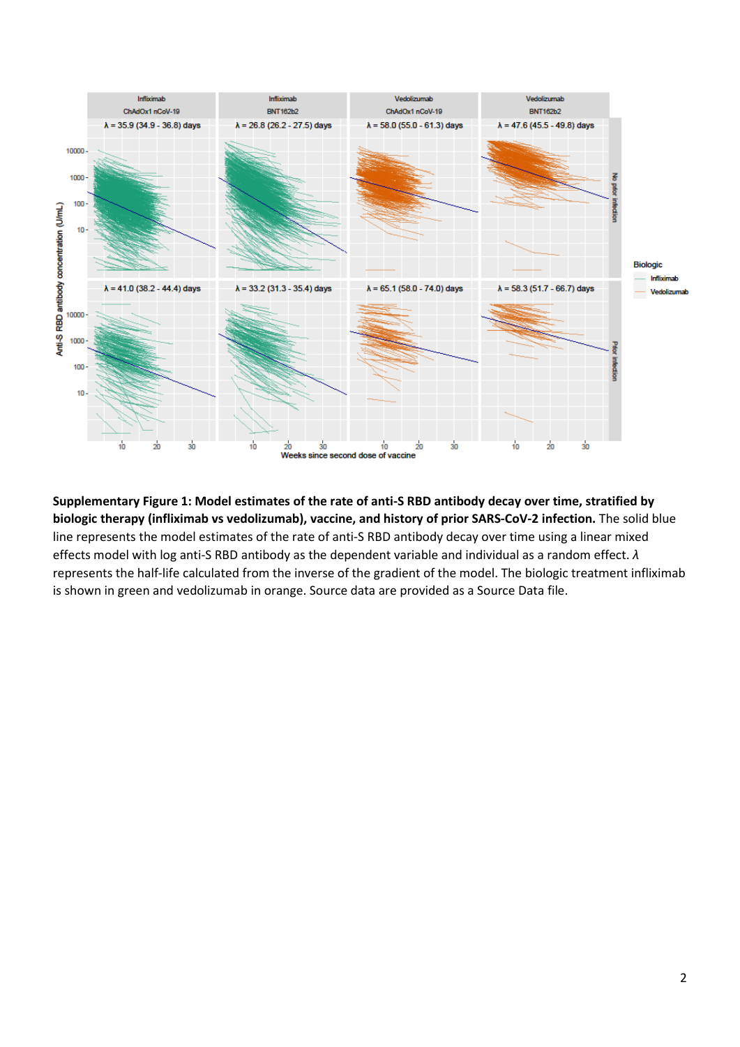**Supplementary Figure 1: Model estimates of the rate of anti-S RBD antibody decay over time, stratified by biologic therapy (infliximab vs vedolizumab), vaccine, and history of prior SARS-CoV-2 infection.** The solid blue line represents the model estimates of the rate of anti-S RBD antibody decay over time using a linear mixed effects model with log anti-S RBD antibody as the dependent variable and individual as a random effect. $\lambda$ represents the half-life calculated from the inverse of the gradient of the model. The biologic treatment infliximab is shown in green and vedolizumab in orange. Source data are provided as a Source Data file.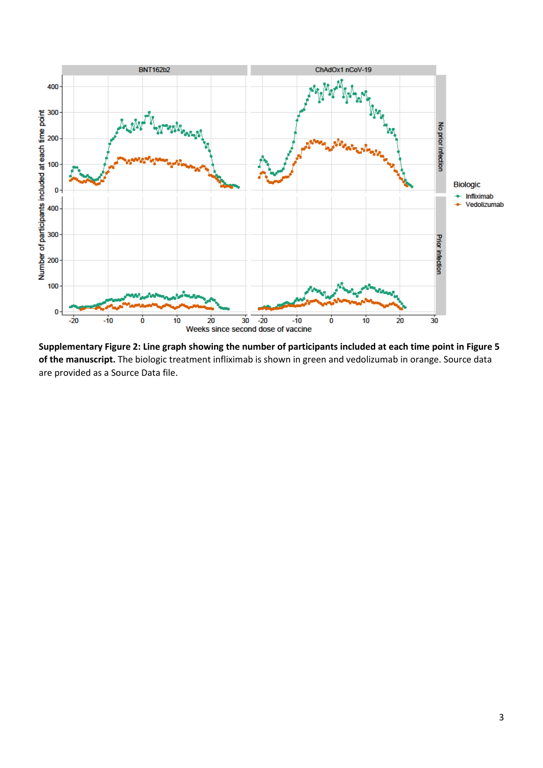**Supplementary Figure 2: Line graph showing the number of participants included at each time point in Figure 5 of the manuscript.** The biologic treatment infliximab is shown in green and vedolizumab in orange. Source data are provided as a Source Data file.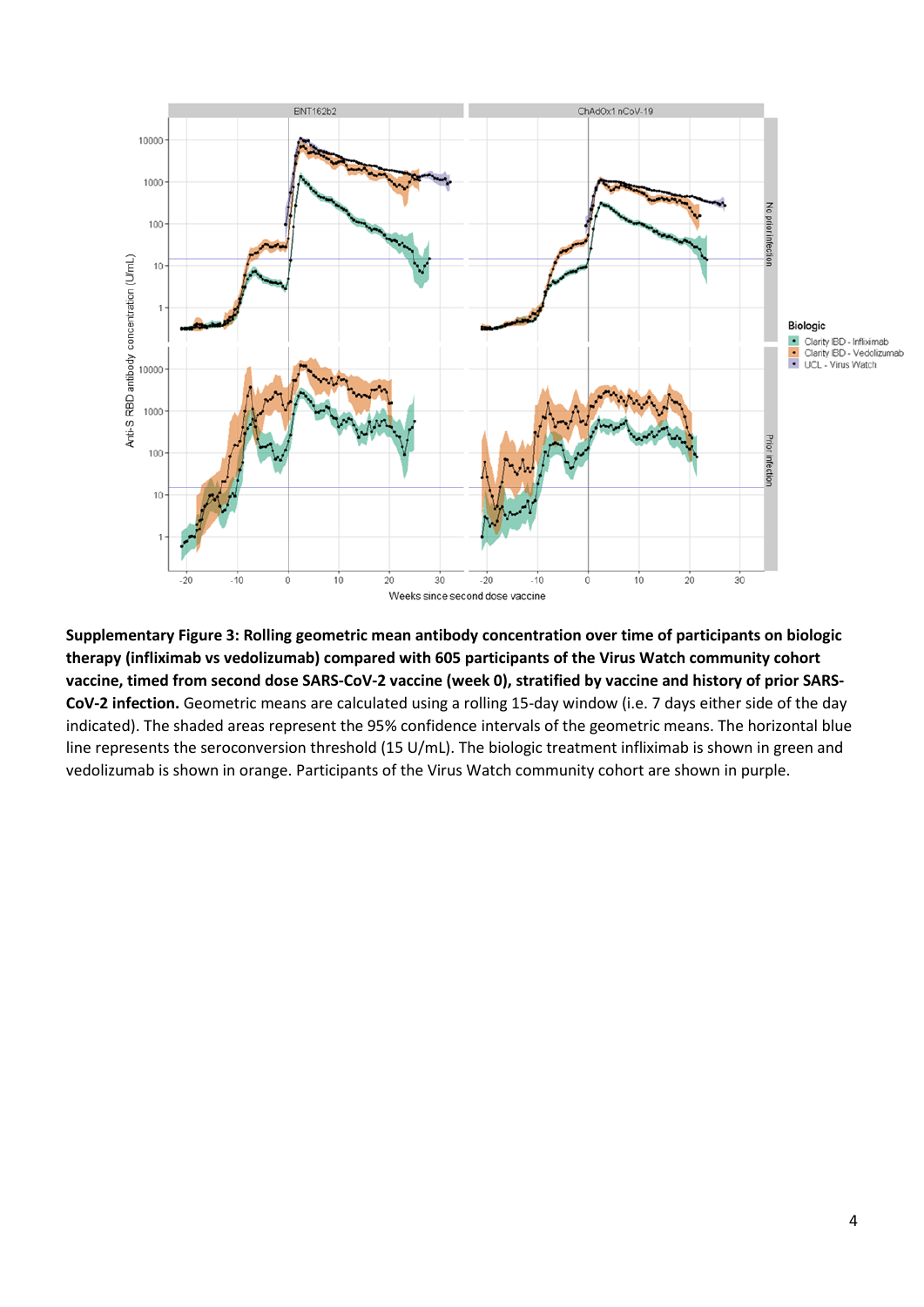**Supplementary Figure 3: Rolling geometric mean antibody concentration over time of participants on biologic therapy (infliximab vs vedolizumab) compared with 605 participants of the Virus Watch community cohort vaccine, timed from second dose SARS-CoV-2 vaccine (week 0), stratified by vaccine and history of prior SARS-CoV-2 infection.** Geometric means are calculated using a rolling 15-day window (i.e. 7 days either side of the day indicated). The shaded areas represent the 95% confidence intervals of the geometric means. The horizontal blue line represents the seroconversion threshold (15 U/mL). The biologic treatment infliximab is shown in green and vedolizumab is shown in orange. Participants of the Virus Watch community cohort are shown in purple.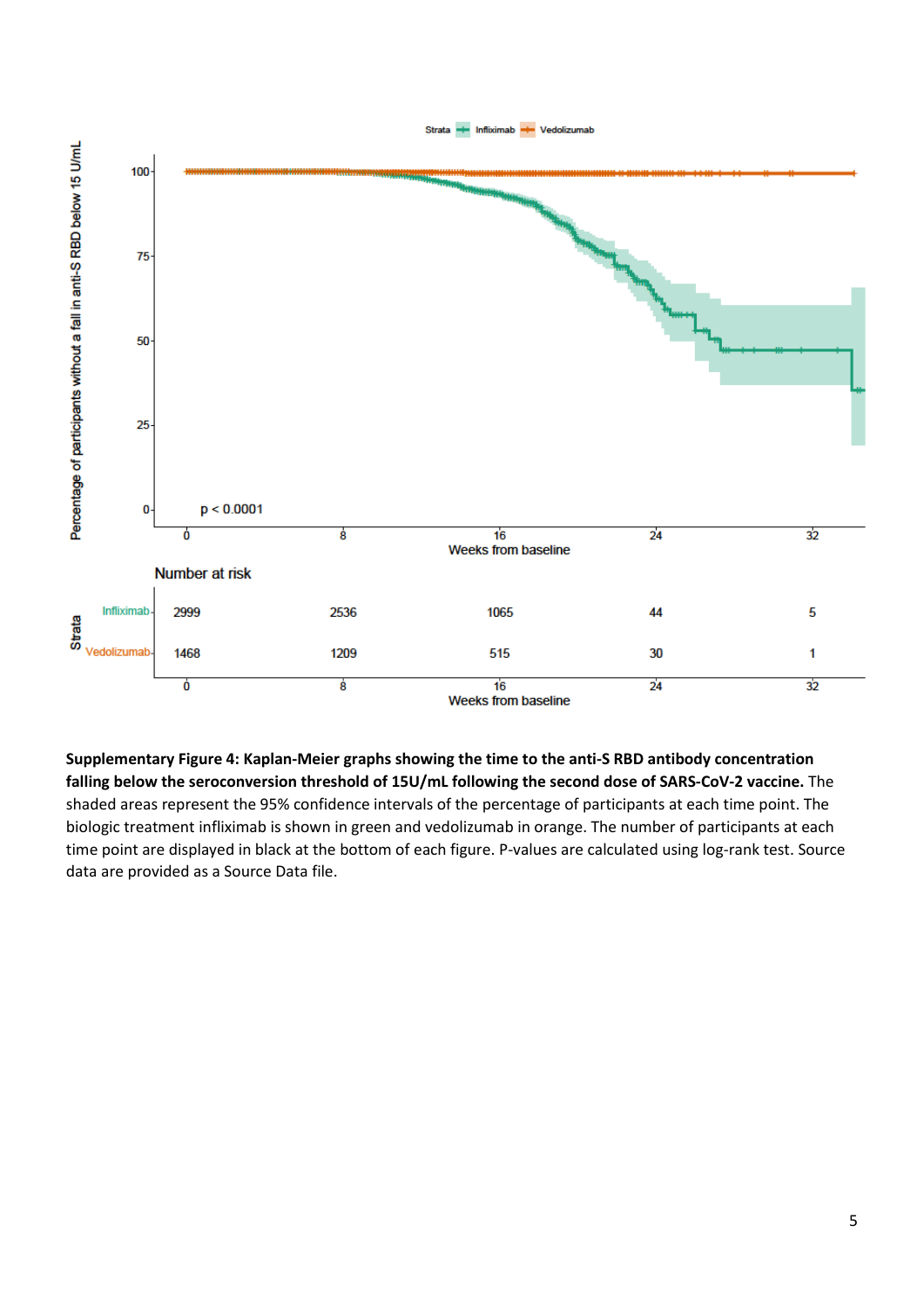**Supplementary Figure 4: Kaplan-Meier graphs showing the time to the anti-S RBD antibody concentration falling below the seroconversion threshold of 15U/mL following the second dose of SARS-CoV-2 vaccine.** The shaded areas represent the 95% confidence intervals of the percentage of participants at each time point. The biologic treatment infliximab is shown in green and vedolizumab in orange. The number of participants at each time point are displayed in black at the bottom of each figure. P-values are calculated using log-rank test. Source data are provided as a Source Data file.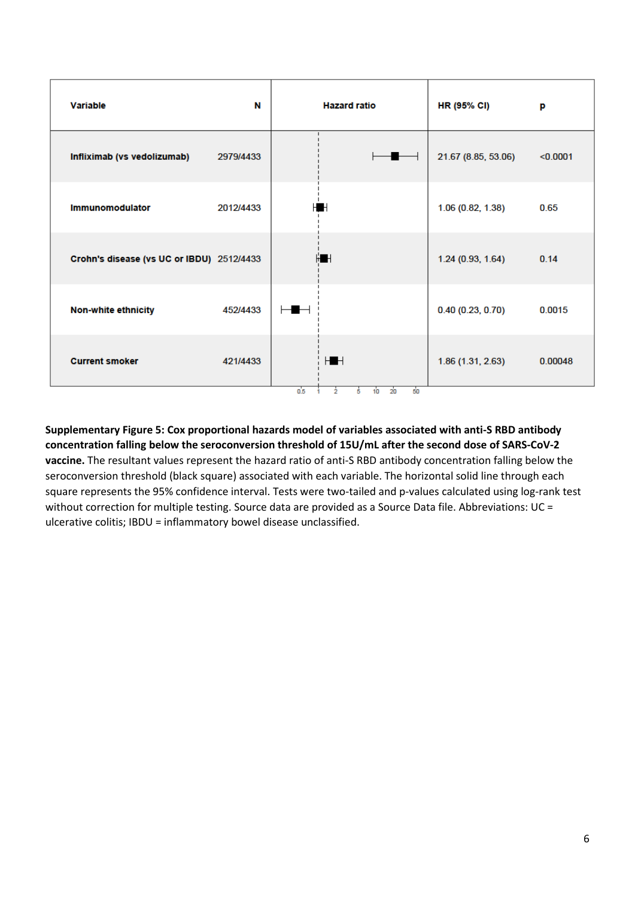| Variable | N | Hazard ratio | HR (95% CI) | p |
|---|---|---|---|---|
| Infliximab (vs vedolizumab) | 2979/4433 | | 21.67 (8.85, 53.06) | <0.0001 |
| Immunomodulator | 2012/4433 | | 1.06 (0.82, 1.38) | 0.65 |
| Crohn's disease (vs UC or IBDU) | 2512/4433 | | 1.24 (0.93, 1.64) | 0.14 |
| Non-white ethnicity | 452/4433 | | 0.40 (0.23, 0.70) | 0.0015 |
| Current smoker | 421/4433 | | 1.86 (1.31, 2.63) | 0.00048 |

**Supplementary Figure 5: Cox proportional hazards model of variables associated with anti-S RBD antibody concentration falling below the seroconversion threshold of 15U/mL after the second dose of SARS-CoV-2 vaccine.** The resultant values represent the hazard ratio of anti-S RBD antibody concentration falling below the seroconversion threshold (black square) associated with each variable. The horizontal solid line through each square represents the 95% confidence interval. Tests were two-tailed and p-values calculated using log-rank test without correction for multiple testing. Source data are provided as a Source Data file. Abbreviations: UC = ulcerative colitis; IBDU = inflammatory bowel disease unclassified.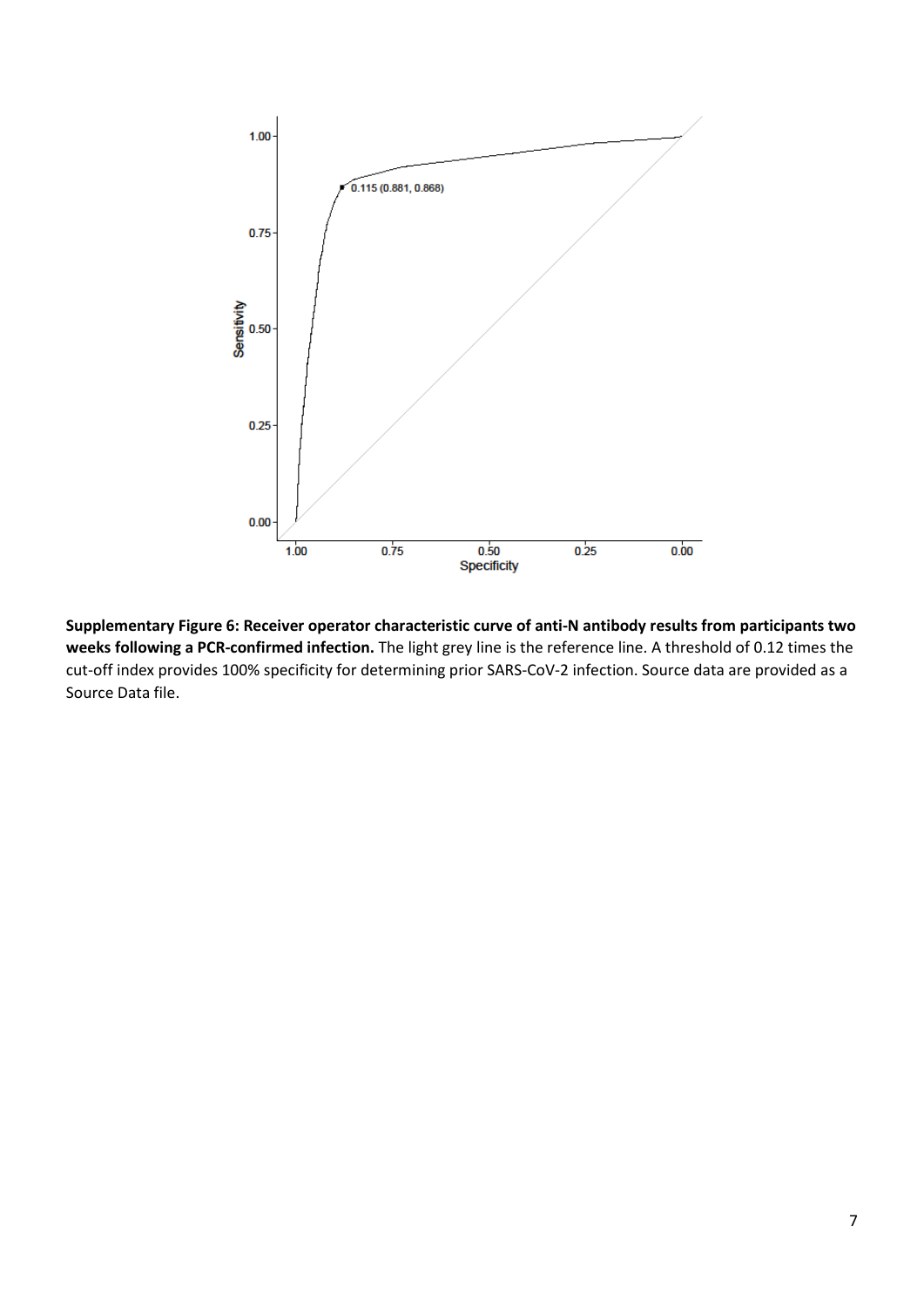**Supplementary Figure 6: Receiver operator characteristic curve of anti-N antibody results from participants two weeks following a PCR-confirmed infection.** The light grey line is the reference line. A threshold of 0.12 times the cut-off index provides 100% specificity for determining prior SARS-CoV-2 infection. Source data are provided as a Source Data file.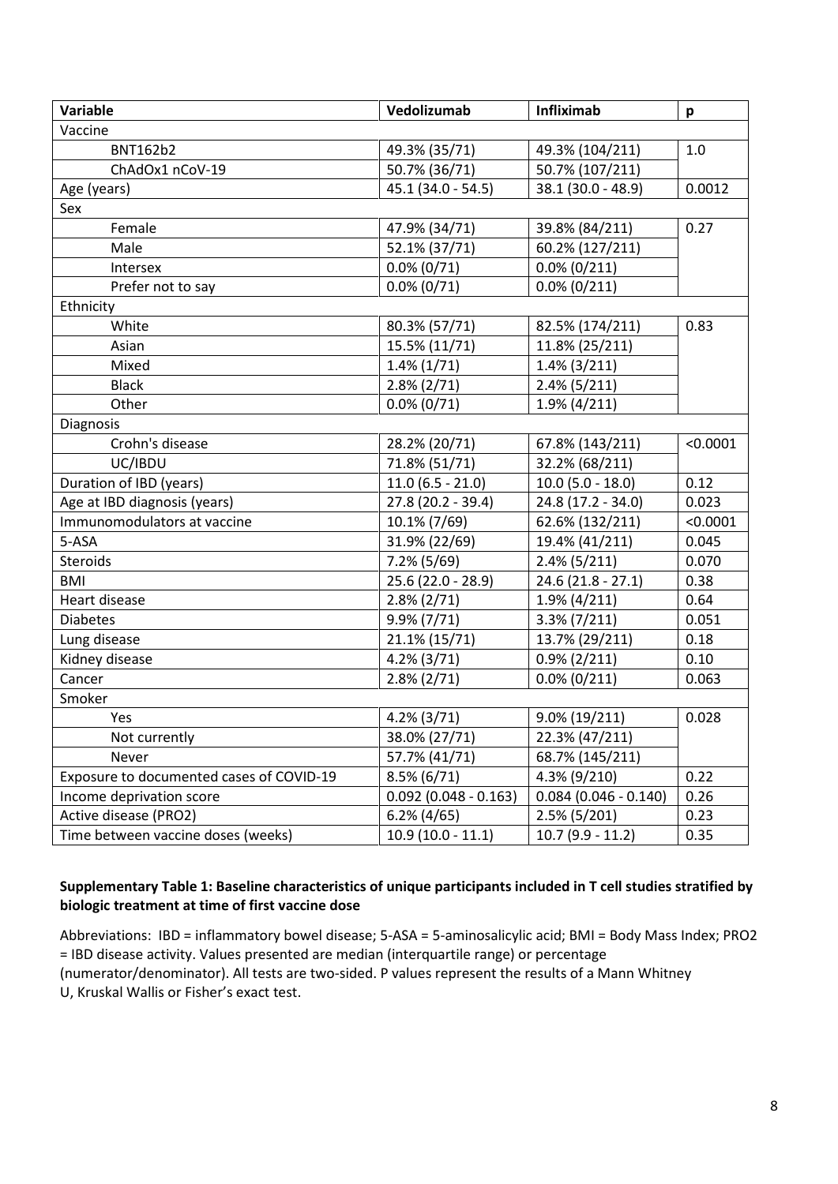| Variable | Vedolizumab | Infliximab | p |
|---|---|---|---|
| Vaccine | | | |
| BNT162b2 | 49.3% (35/71) | 49.3% (104/211) | 1.0 |
| ChAdOx1 nCoV-19 | 50.7% (36/71) | 50.7% (107/211) | |
| Age (years) | 45.1 (34.0 - 54.5) | 38.1 (30.0 - 48.9) | 0.0012 |
| Sex | | | |
| Female | 47.9% (34/71) | 39.8% (84/211) | 0.27 |
| Male | 52.1% (37/71) | 60.2% (127/211) | |
| Intersex | 0.0% (0/71) | 0.0% (0/211) | |
| Prefer not to say | 0.0% (0/71) | 0.0% (0/211) | |
| Ethnicity | | | |
| White | 80.3% (57/71) | 82.5% (174/211) | 0.83 |
| Asian | 15.5% (11/71) | 11.8% (25/211) | |
| Mixed | 1.4% (1/71) | 1.4% (3/211) | |
| Black | 2.8% (2/71) | 2.4% (5/211) | |
| Other | 0.0% (0/71) | 1.9% (4/211) | |
| Diagnosis | | | |
| Crohn's disease | 28.2% (20/71) | 67.8% (143/211) | <0.0001 |
| UC/IBDU | 71.8% (51/71) | 32.2% (68/211) | |
| Duration of IBD (years) | 11.0 (6.5 - 21.0) | 10.0 (5.0 - 18.0) | 0.12 |
| Age at IBD diagnosis (years) | 27.8 (20.2 - 39.4) | 24.8 (17.2 - 34.0) | 0.023 |
| Immunomodulators at vaccine | 10.1% (7/69) | 62.6% (132/211) | <0.0001 |
| 5-ASA | 31.9% (22/69) | 19.4% (41/211) | 0.045 |
| Steroids | 7.2% (5/69) | 2.4% (5/211) | 0.070 |
| BMI | 25.6 (22.0 - 28.9) | 24.6 (21.8 - 27.1) | 0.38 |
| Heart disease | 2.8% (2/71) | 1.9% (4/211) | 0.64 |
| Diabetes | 9.9% (7/71) | 3.3% (7/211) | 0.051 |
| Lung disease | 21.1% (15/71) | 13.7% (29/211) | 0.18 |
| Kidney disease | 4.2% (3/71) | 0.9% (2/211) | 0.10 |
| Cancer | 2.8% (2/71) | 0.0% (0/211) | 0.063 |
| Smoker | | | |
| Yes | 4.2% (3/71) | 9.0% (19/211) | 0.028 |
| Not currently | 38.0% (27/71) | 22.3% (47/211) | |
| Never | 57.7% (41/71) | 68.7% (145/211) | |
| Exposure to documented cases of COVID-19 | 8.5% (6/71) | 4.3% (9/210) | 0.22 |
| Income deprivation score | 0.092 (0.048 - 0.163) | 0.084 (0.046 - 0.140) | 0.26 |
| Active disease (PRO2) | 6.2% (4/65) | 2.5% (5/201) | 0.23 |
| Time between vaccine doses (weeks) | 10.9 (10.0 - 11.1) | 10.7 (9.9 - 11.2) | 0.35 |

**Supplementary Table 1: Baseline characteristics of unique participants included in T cell studies stratified by biologic treatment at time of first vaccine dose**

Abbreviations: IBD = inflammatory bowel disease; 5-ASA = 5-aminosalicylic acid; BMI = Body Mass Index; PRO2 = IBD disease activity. Values presented are median (interquartile range) or percentage (numerator/denominator). All tests are two-sided. P values represent the results of a Mann Whitney U, Kruskal Wallis or Fisher's exact test.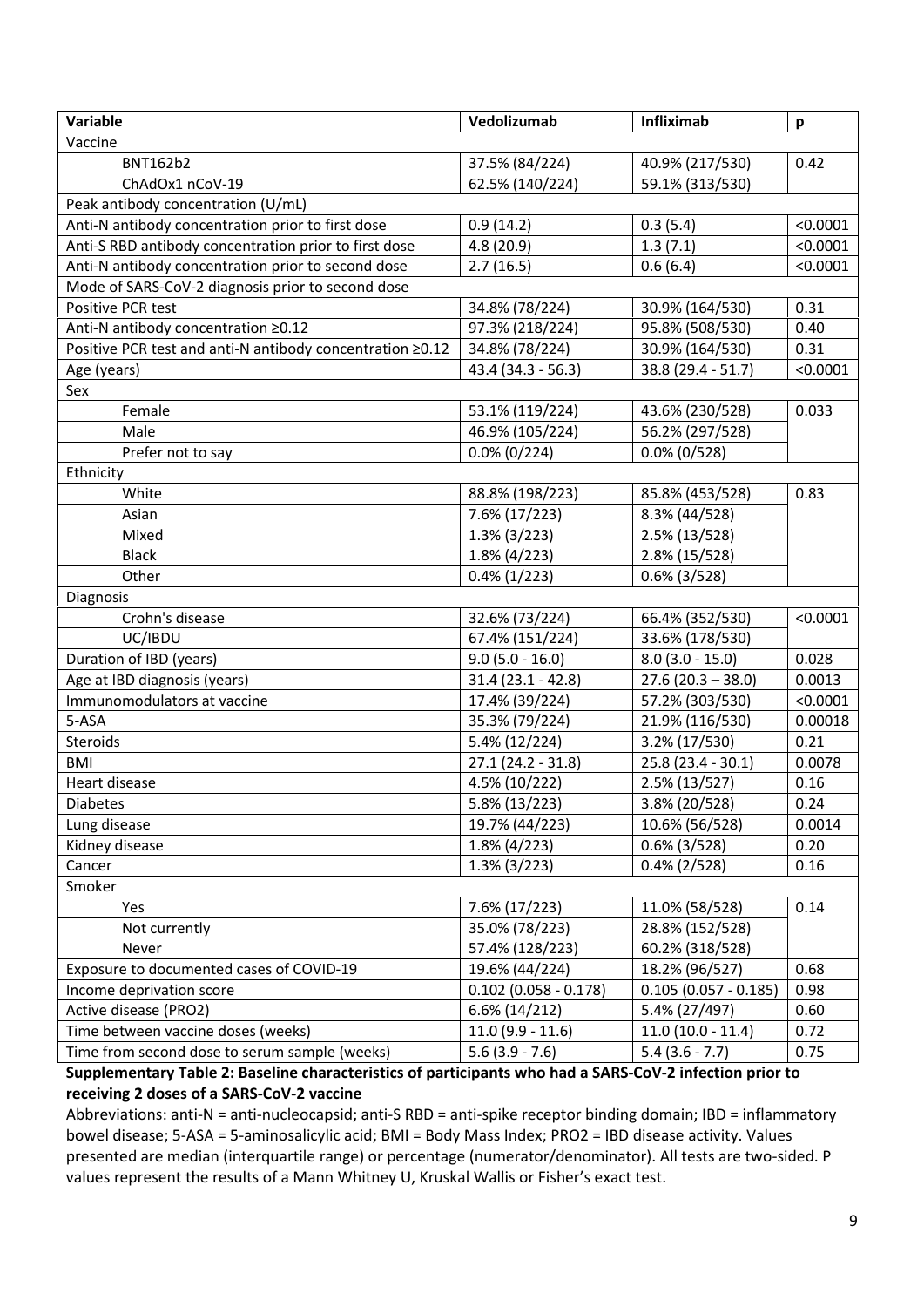| Variable | Vedolizumab | Infliximab | p |
|---|---|---|---|
| Vaccine | | | |
| BNT162b2 | 37.5% (84/224) | 40.9% (217/530) | 0.42 |
| ChAdOx1 nCoV-19 | 62.5% (140/224) | 59.1% (313/530) | |
| Peak antibody concentration (U/mL) | | | |
| Anti-N antibody concentration prior to first dose | 0.9 (14.2) | 0.3 (5.4) | <0.0001 |
| Anti-S RBD antibody concentration prior to first dose | 4.8 (20.9) | 1.3 (7.1) | <0.0001 |
| Anti-N antibody concentration prior to second dose | 2.7 (16.5) | 0.6 (6.4) | <0.0001 |
| Mode of SARS-CoV-2 diagnosis prior to second dose | | | |
| Positive PCR test | 34.8% (78/224) | 30.9% (164/530) | 0.31 |
| Anti-N antibody concentration ≥0.12 | 97.3% (218/224) | 95.8% (508/530) | 0.40 |
| Positive PCR test and anti-N antibody concentration ≥0.12 | 34.8% (78/224) | 30.9% (164/530) | 0.31 |
| Age (years) | 43.4 (34.3 - 56.3) | 38.8 (29.4 - 51.7) | <0.0001 |
| Sex | | | |
| Female | 53.1% (119/224) | 43.6% (230/528) | 0.033 |
| Male | 46.9% (105/224) | 56.2% (297/528) | |
| Prefer not to say | 0.0% (0/224) | 0.0% (0/528) | |
| Ethnicity | | | |
| White | 88.8% (198/223) | 85.8% (453/528) | 0.83 |
| Asian | 7.6% (17/223) | 8.3% (44/528) | |
| Mixed | 1.3% (3/223) | 2.5% (13/528) | |
| Black | 1.8% (4/223) | 2.8% (15/528) | |
| Other | 0.4% (1/223) | 0.6% (3/528) | |
| Diagnosis | | | |
| Crohn's disease | 32.6% (73/224) | 66.4% (352/530) | <0.0001 |
| UC/IBDU | 67.4% (151/224) | 33.6% (178/530) | |
| Duration of IBD (years) | 9.0 (5.0 - 16.0) | 8.0 (3.0 - 15.0) | 0.028 |
| Age at IBD diagnosis (years) | 31.4 (23.1 - 42.8) | 27.6 (20.3 – 38.0) | 0.0013 |
| Immunomodulators at vaccine | 17.4% (39/224) | 57.2% (303/530) | <0.0001 |
| 5-ASA | 35.3% (79/224) | 21.9% (116/530) | 0.00018 |
| Steroids | 5.4% (12/224) | 3.2% (17/530) | 0.21 |
| BMI | 27.1 (24.2 - 31.8) | 25.8 (23.4 - 30.1) | 0.0078 |
| Heart disease | 4.5% (10/222) | 2.5% (13/527) | 0.16 |
| Diabetes | 5.8% (13/223) | 3.8% (20/528) | 0.24 |
| Lung disease | 19.7% (44/223) | 10.6% (56/528) | 0.0014 |
| Kidney disease | 1.8% (4/223) | 0.6% (3/528) | 0.20 |
| Cancer | 1.3% (3/223) | 0.4% (2/528) | 0.16 |
| Smoker | | | |
| Yes | 7.6% (17/223) | 11.0% (58/528) | 0.14 |
| Not currently | 35.0% (78/223) | 28.8% (152/528) | |
| Never | 57.4% (128/223) | 60.2% (318/528) | |
| Exposure to documented cases of COVID-19 | 19.6% (44/224) | 18.2% (96/527) | 0.68 |
| Income deprivation score | 0.102 (0.058 - 0.178) | 0.105 (0.057 - 0.185) | 0.98 |
| Active disease (PRO2) | 6.6% (14/212) | 5.4% (27/497) | 0.60 |
| Time between vaccine doses (weeks) | 11.0 (9.9 - 11.6) | 11.0 (10.0 - 11.4) | 0.72 |
| Time from second dose to serum sample (weeks) | 5.6 (3.9 - 7.6) | 5.4 (3.6 - 7.7) | 0.75 |

**Supplementary Table 2: Baseline characteristics of participants who had a SARS-CoV-2 infection prior to receiving 2 doses of a SARS-CoV-2 vaccine**

Abbreviations: anti-N = anti-nucleocapsid; anti-S RBD = anti-spike receptor binding domain; IBD = inflammatory bowel disease; 5-ASA = 5-aminosalicylic acid; BMI = Body Mass Index; PRO2 = IBD disease activity. Values presented are median (interquartile range) or percentage (numerator/denominator). All tests are two-sided. P values represent the results of a Mann Whitney U, Kruskal Wallis or Fisher's exact test.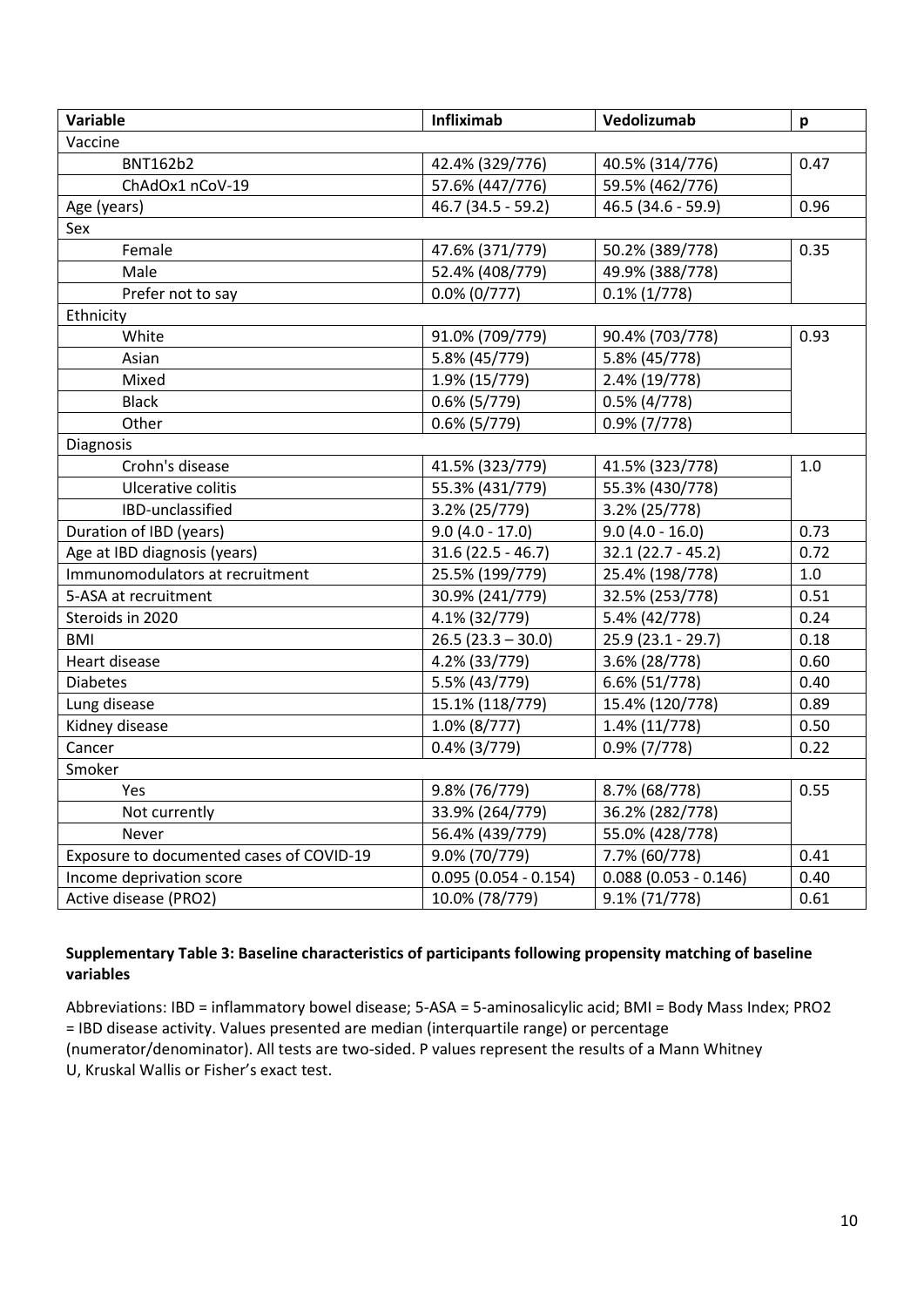| Variable | Infliximab | Vedolizumab | p |
|---|---|---|---|
| Vaccine | | | |
| BNT162b2 | 42.4% (329/776) | 40.5% (314/776) | 0.47 |
| ChAdOx1 nCoV-19 | 57.6% (447/776) | 59.5% (462/776) | |
| Age (years) | 46.7 (34.5 - 59.2) | 46.5 (34.6 - 59.9) | 0.96 |
| Sex | | | |
| Female | 47.6% (371/779) | 50.2% (389/778) | 0.35 |
| Male | 52.4% (408/779) | 49.9% (388/778) | |
| Prefer not to say | 0.0% (0/777) | 0.1% (1/778) | |
| Ethnicity | | | |
| White | 91.0% (709/779) | 90.4% (703/778) | 0.93 |
| Asian | 5.8% (45/779) | 5.8% (45/778) | |
| Mixed | 1.9% (15/779) | 2.4% (19/778) | |
| Black | 0.6% (5/779) | 0.5% (4/778) | |
| Other | 0.6% (5/779) | 0.9% (7/778) | |
| Diagnosis | | | |
| Crohn's disease | 41.5% (323/779) | 41.5% (323/778) | 1.0 |
| Ulcerative colitis | 55.3% (431/779) | 55.3% (430/778) | |
| IBD-unclassified | 3.2% (25/779) | 3.2% (25/778) | |
| Duration of IBD (years) | 9.0 (4.0 - 17.0) | 9.0 (4.0 - 16.0) | 0.73 |
| Age at IBD diagnosis (years) | 31.6 (22.5 - 46.7) | 32.1 (22.7 - 45.2) | 0.72 |
| Immunomodulators at recruitment | 25.5% (199/779) | 25.4% (198/778) | 1.0 |
| 5-ASA at recruitment | 30.9% (241/779) | 32.5% (253/778) | 0.51 |
| Steroids in 2020 | 4.1% (32/779) | 5.4% (42/778) | 0.24 |
| BMI | 26.5 (23.3 – 30.0) | 25.9 (23.1 - 29.7) | 0.18 |
| Heart disease | 4.2% (33/779) | 3.6% (28/778) | 0.60 |
| Diabetes | 5.5% (43/779) | 6.6% (51/778) | 0.40 |
| Lung disease | 15.1% (118/779) | 15.4% (120/778) | 0.89 |
| Kidney disease | 1.0% (8/777) | 1.4% (11/778) | 0.50 |
| Cancer | 0.4% (3/779) | 0.9% (7/778) | 0.22 |
| Smoker | | | |
| Yes | 9.8% (76/779) | 8.7% (68/778) | 0.55 |
| Not currently | 33.9% (264/779) | 36.2% (282/778) | |
| Never | 56.4% (439/779) | 55.0% (428/778) | |
| Exposure to documented cases of COVID-19 | 9.0% (70/779) | 7.7% (60/778) | 0.41 |
| Income deprivation score | 0.095 (0.054 - 0.154) | 0.088 (0.053 - 0.146) | 0.40 |
| Active disease (PRO2) | 10.0% (78/779) | 9.1% (71/778) | 0.61 |

**Supplementary Table 3: Baseline characteristics of participants following propensity matching of baseline variables**

Abbreviations: IBD = inflammatory bowel disease; 5-ASA = 5-aminosalicylic acid; BMI = Body Mass Index; PRO2 = IBD disease activity. Values presented are median (interquartile range) or percentage (numerator/denominator). All tests are two-sided. P values represent the results of a Mann Whitney U, Kruskal Wallis or Fisher's exact test.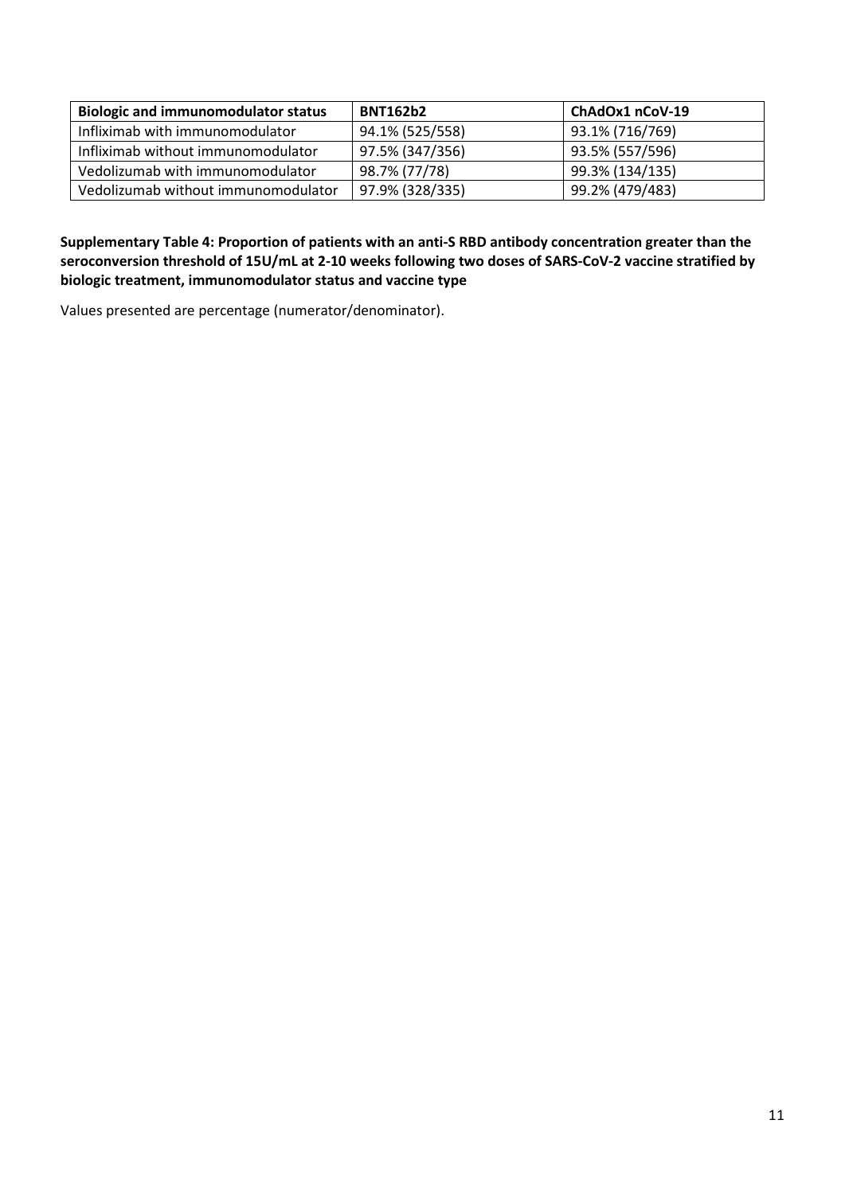| Biologic and immunomodulator status | BNT162b2 | ChAdOx1 nCoV-19 |
|---|---|---|
| Infliximab with immunomodulator | 94.1% (525/558) | 93.1% (716/769) |
| Infliximab without immunomodulator | 97.5% (347/356) | 93.5% (557/596) |
| Vedolizumab with immunomodulator | 98.7% (77/78) | 99.3% (134/135) |
| Vedolizumab without immunomodulator | 97.9% (328/335) | 99.2% (479/483) |

**Supplementary Table 4: Proportion of patients with an anti-S RBD antibody concentration greater than the seroconversion threshold of 15U/mL at 2-10 weeks following two doses of SARS-CoV-2 vaccine stratified by biologic treatment, immunomodulator status and vaccine type**

Values presented are percentage (numerator/denominator).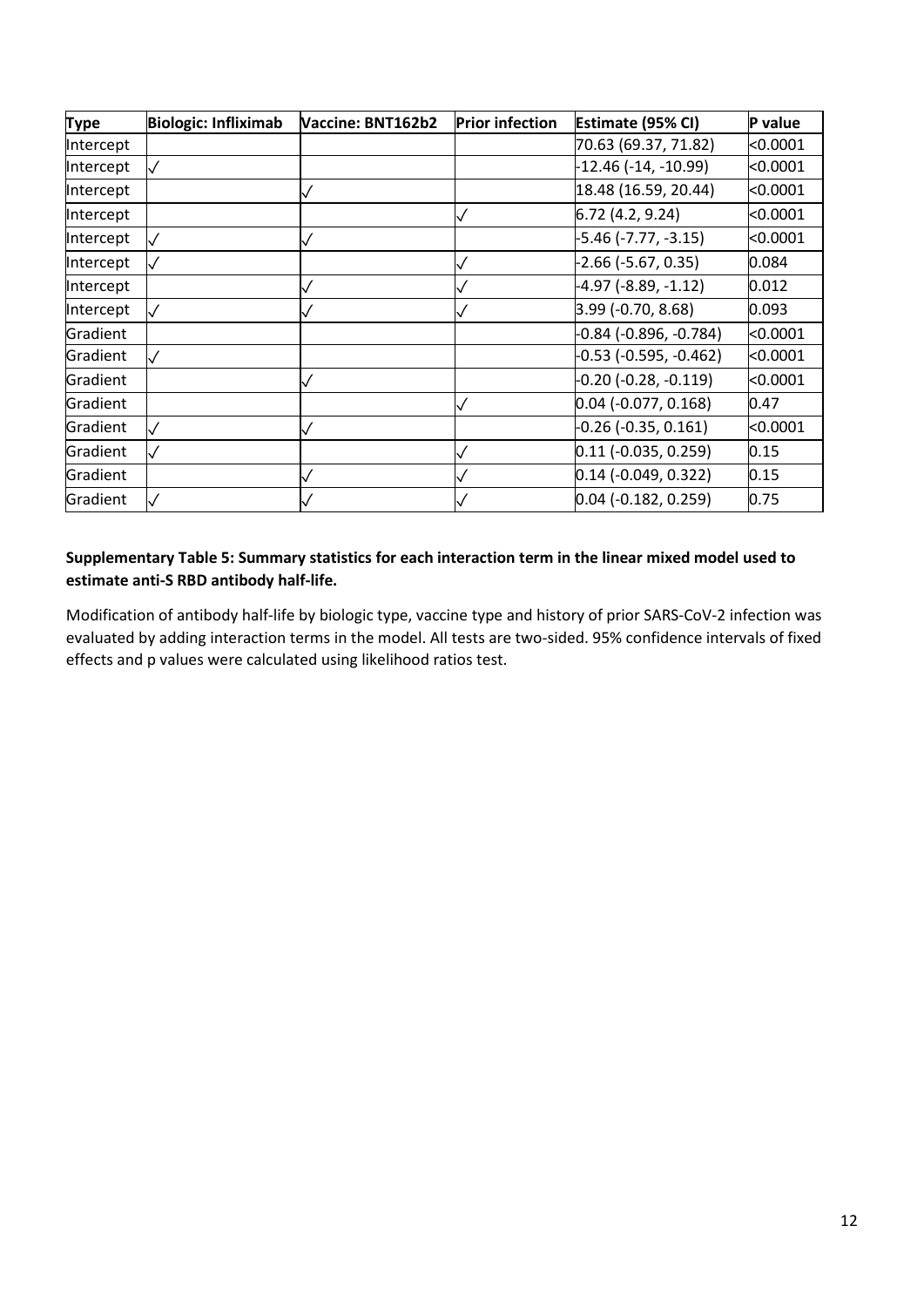| Type | Biologic: Infliximab | Vaccine: BNT162b2 | Prior infection | Estimate (95% CI) | P value |
|---|---|---|---|---|---|
| Intercept | | | | 70.63 (69.37, 71.82) | <0.0001 |
| Intercept | ✓ | | | -12.46 (-14, -10.99) | <0.0001 |
| Intercept | | ✓ | | 18.48 (16.59, 20.44) | <0.0001 |
| Intercept | | | ✓ | 6.72 (4.2, 9.24) | <0.0001 |
| Intercept | ✓ | ✓ | | -5.46 (-7.77, -3.15) | <0.0001 |
| Intercept | ✓ | | ✓ | -2.66 (-5.67, 0.35) | 0.084 |
| Intercept | | ✓ | ✓ | -4.97 (-8.89, -1.12) | 0.012 |
| Intercept | ✓ | ✓ | ✓ | 3.99 (-0.70, 8.68) | 0.093 |
| Gradient | | | | -0.84 (-0.896, -0.784) | <0.0001 |
| Gradient | ✓ | | | -0.53 (-0.595, -0.462) | <0.0001 |
| Gradient | | ✓ | | -0.20 (-0.28, -0.119) | <0.0001 |
| Gradient | | | ✓ | 0.04 (-0.077, 0.168) | 0.47 |
| Gradient | ✓ | ✓ | | -0.26 (-0.35, 0.161) | <0.0001 |
| Gradient | ✓ | | ✓ | 0.11 (-0.035, 0.259) | 0.15 |
| Gradient | | ✓ | ✓ | 0.14 (-0.049, 0.322) | 0.15 |
| Gradient | ✓ | ✓ | ✓ | 0.04 (-0.182, 0.259) | 0.75 |

**Supplementary Table 5: Summary statistics for each interaction term in the linear mixed model used to estimate anti-S RBD antibody half-life.**

Modification of antibody half-life by biologic type, vaccine type and history of prior SARS-CoV-2 infection was evaluated by adding interaction terms in the model. All tests are two-sided. 95% confidence intervals of fixed effects and p values were calculated using likelihood ratios test.